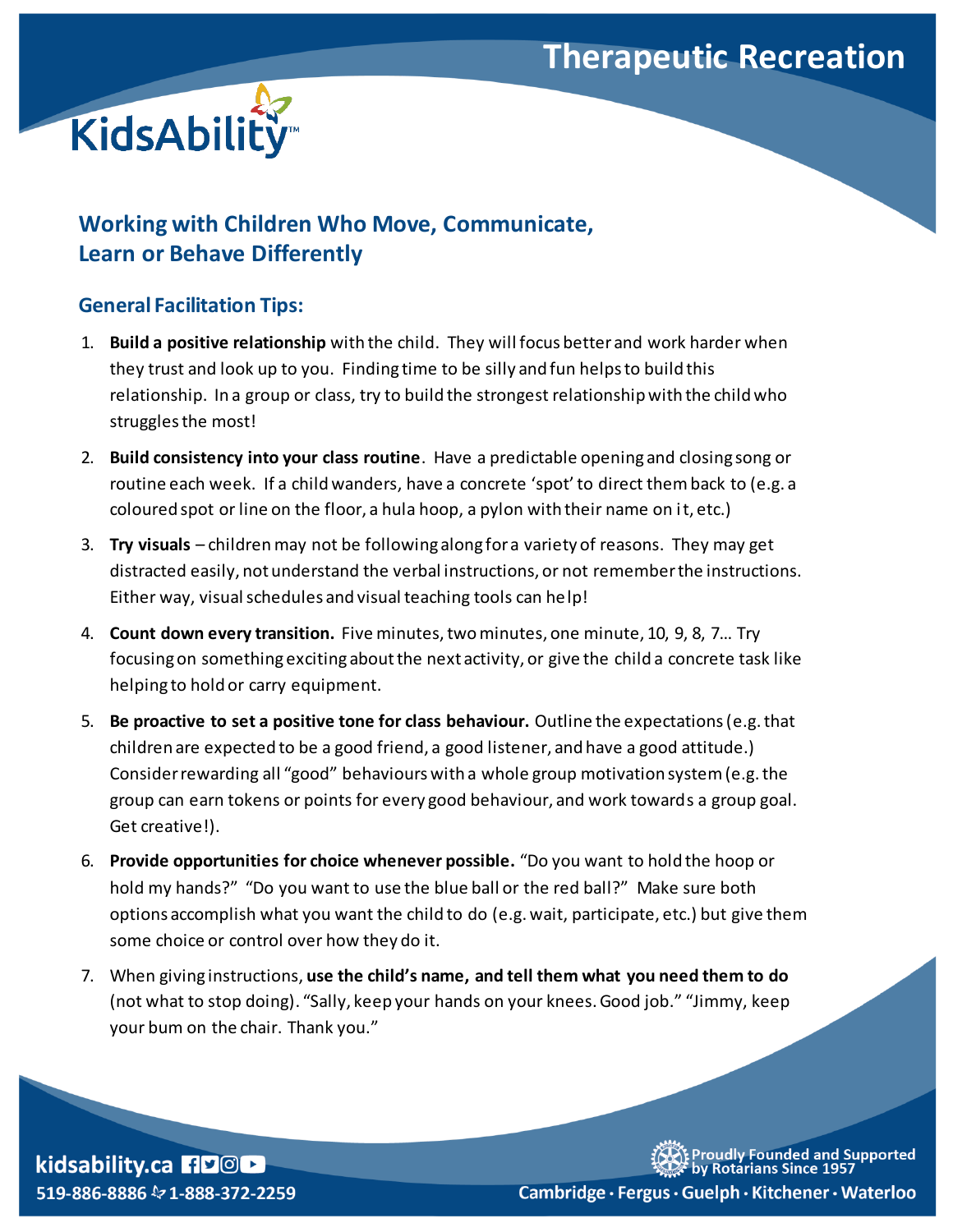# Therapeutic Recreation

KidsAbility

## Working with Children Who Move, Communicate, Learn or Behave Differently

### General Facilitation Tips:

1. **Build a positive relationship** with the child. They will focus better and work harder when they trust and look up to you. Finding time to be silly and fun helps to build this relationship. In a group or class, try to build the strongest relationship with the child who struggles the most!
2. **Build consistency into your class routine**. Have a predictable opening and closing song or routine each week. If a child wanders, have a concrete 'spot' to direct them back to (e.g. a coloured spot or line on the floor, a hula hoop, a pylon with their name on it, etc.)
3. **Try visuals** – children may not be following along for a variety of reasons. They may get distracted easily, not understand the verbal instructions, or not remember the instructions. Either way, visual schedules and visual teaching tools can help!
4. **Count down every transition.** Five minutes, two minutes, one minute, 10, 9, 8, 7… Try focusing on something exciting about the next activity, or give the child a concrete task like helping to hold or carry equipment.
5. **Be proactive to set a positive tone for class behaviour.** Outline the expectations (e.g. that children are expected to be a good friend, a good listener, and have a good attitude.) Consider rewarding all "good" behaviours with a whole group motivation system (e.g. the group can earn tokens or points for every good behaviour, and work towards a group goal. Get creative!).
6. **Provide opportunities for choice whenever possible.** "Do you want to hold the hoop or hold my hands?" "Do you want to use the blue ball or the red ball?" Make sure both options accomplish what you want the child to do (e.g. wait, participate, etc.) but give them some choice or control over how they do it.
7. When giving instructions, **use the child's name, and tell them what you need them to do** (not what to stop doing). "Sally, keep your hands on your knees. Good job." "Jimmy, keep your bum on the chair. Thank you."

kidsability.ca
519-886-8886 1-888-372-2259

Proudly Founded and Supported by Rotarians Since 1957

Cambridge · Fergus · Guelph · Kitchener · Waterloo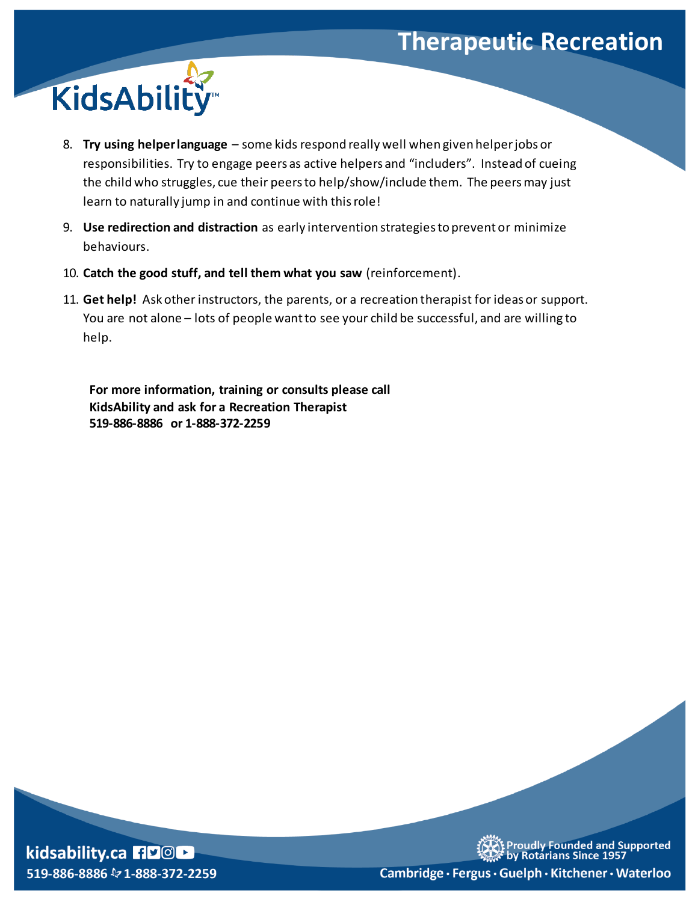8. **Try using helper language** – some kids respond really well when given helper jobs or responsibilities. Try to engage peers as active helpers and "includers". Instead of cueing the child who struggles, cue their peers to help/show/include them. The peers may just learn to naturally jump in and continue with this role!

9. **Use redirection and distraction** as early intervention strategies to prevent or minimize behaviours.

10. **Catch the good stuff, and tell them what you saw** (reinforcement).

11. **Get help!** Ask other instructors, the parents, or a recreation therapist for ideas or support. You are not alone – lots of people want to see your child be successful, and are willing to help.

**For more information, training or consults please call KidsAbility and ask for a Recreation Therapist**
**519-886-8886 or 1-888-372-2259**